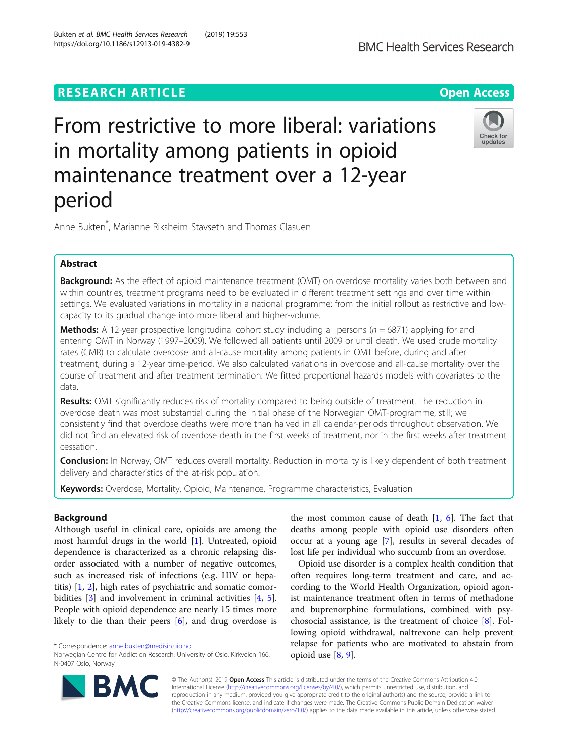## RESEARCH ARTICLE

**Open Access**

# From restrictive to more liberal: variations in mortality among patients in opioid maintenance treatment over a 12-year period

Anne Bukten*, Marianne Riksheim Stavseth and Thomas Clausen

## Abstract

**Background:** As the effect of opioid maintenance treatment (OMT) on overdose mortality varies both between and within countries, treatment programs need to be evaluated in different treatment settings and over time within settings. We evaluated variations in mortality in a national programme: from the initial rollout as restrictive and low-capacity to its gradual change into more liberal and higher-volume.

**Methods:** A 12-year prospective longitudinal cohort study including all persons ($n$ = 6871) applying for and entering OMT in Norway (1997–2009). We followed all patients until 2009 or until death. We used crude mortality rates (CMR) to calculate overdose and all-cause mortality among patients in OMT before, during and after treatment, during a 12-year time-period. We also calculated variations in overdose and all-cause mortality over the course of treatment and after treatment termination. We fitted proportional hazards models with covariates to the data.

**Results:** OMT significantly reduces risk of mortality compared to being outside of treatment. The reduction in overdose death was most substantial during the initial phase of the Norwegian OMT-programme, still; we consistently find that overdose deaths were more than halved in all calendar-periods throughout observation. We did not find an elevated risk of overdose death in the first weeks of treatment, nor in the first weeks after treatment cessation.

**Conclusion:** In Norway, OMT reduces overall mortality. Reduction in mortality is likely dependent of both treatment delivery and characteristics of the at-risk population.

**Keywords:** Overdose, Mortality, Opioid, Maintenance, Programme characteristics, Evaluation

## Background

Although useful in clinical care, opioids are among the most harmful drugs in the world [1]. Untreated, opioid dependence is characterized as a chronic relapsing disorder associated with a number of negative outcomes, such as increased risk of infections (e.g. HIV or hepatitis) [1, 2], high rates of psychiatric and somatic comorbidities [3] and involvement in criminal activities [4, 5]. People with opioid dependence are nearly 15 times more likely to die than their peers [6], and drug overdose is the most common cause of death [1, 6]. The fact that deaths among people with opioid use disorders often occur at a young age [7], results in several decades of lost life per individual who succumb from an overdose.

Opioid use disorder is a complex health condition that often requires long-term treatment and care, and according to the World Health Organization, opioid agonist maintenance treatment often in terms of methadone and buprenorphine formulations, combined with psychosocial assistance, is the treatment of choice [8]. Following opioid withdrawal, naltrexone can help prevent relapse for patients who are motivated to abstain from opioid use [8, 9].

\* Correspondence: anne.bukten@medisin.uio.no
Norwegian Centre for Addiction Research, University of Oslo, Kirkveien 166, N-0407 Oslo, Norway

© The Author(s). 2019 **Open Access** This article is distributed under the terms of the Creative Commons Attribution 4.0 International License (http://creativecommons.org/licenses/by/4.0/), which permits unrestricted use, distribution, and reproduction in any medium, provided you give appropriate credit to the original author(s) and the source, provide a link to the Creative Commons license, and indicate if changes were made. The Creative Commons Public Domain Dedication waiver (http://creativecommons.org/publicdomain/zero/1.0/) applies to the data made available in this article, unless otherwise stated.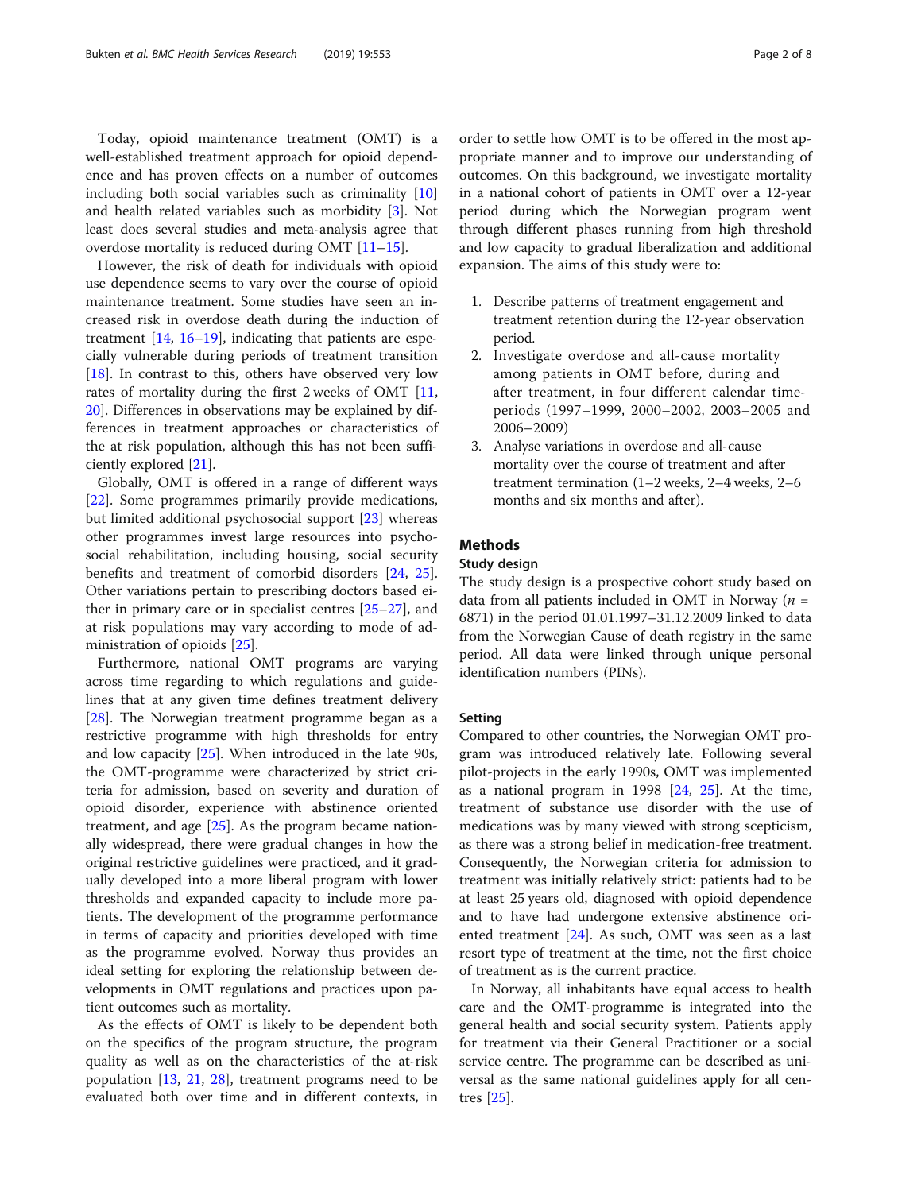Today, opioid maintenance treatment (OMT) is a well-established treatment approach for opioid dependence and has proven effects on a number of outcomes including both social variables such as criminality [10] and health related variables such as morbidity [3]. Not least does several studies and meta-analysis agree that overdose mortality is reduced during OMT [11–15].

However, the risk of death for individuals with opioid use dependence seems to vary over the course of opioid maintenance treatment. Some studies have seen an increased risk in overdose death during the induction of treatment [14, 16–19], indicating that patients are especially vulnerable during periods of treatment transition [18]. In contrast to this, others have observed very low rates of mortality during the first 2 weeks of OMT [11, 20]. Differences in observations may be explained by differences in treatment approaches or characteristics of the at risk population, although this has not been sufficiently explored [21].

Globally, OMT is offered in a range of different ways [22]. Some programmes primarily provide medications, but limited additional psychosocial support [23] whereas other programmes invest large resources into psychosocial rehabilitation, including housing, social security benefits and treatment of comorbid disorders [24, 25]. Other variations pertain to prescribing doctors based either in primary care or in specialist centres [25–27], and at risk populations may vary according to mode of administration of opioids [25].

Furthermore, national OMT programs are varying across time regarding to which regulations and guidelines that at any given time defines treatment delivery [28]. The Norwegian treatment programme began as a restrictive programme with high thresholds for entry and low capacity [25]. When introduced in the late 90s, the OMT-programme were characterized by strict criteria for admission, based on severity and duration of opioid disorder, experience with abstinence oriented treatment, and age [25]. As the program became nationally widespread, there were gradual changes in how the original restrictive guidelines were practiced, and it gradually developed into a more liberal program with lower thresholds and expanded capacity to include more patients. The development of the programme performance in terms of capacity and priorities developed with time as the programme evolved. Norway thus provides an ideal setting for exploring the relationship between developments in OMT regulations and practices upon patient outcomes such as mortality.

As the effects of OMT is likely to be dependent both on the specifics of the program structure, the program quality as well as on the characteristics of the at-risk population [13, 21, 28], treatment programs need to be evaluated both over time and in different contexts, in order to settle how OMT is to be offered in the most appropriate manner and to improve our understanding of outcomes. On this background, we investigate mortality in a national cohort of patients in OMT over a 12-year period during which the Norwegian program went through different phases running from high threshold and low capacity to gradual liberalization and additional expansion. The aims of this study were to:

1. Describe patterns of treatment engagement and treatment retention during the 12-year observation period.
2. Investigate overdose and all-cause mortality among patients in OMT before, during and after treatment, in four different calendar time-periods (1997–1999, 2000–2002, 2003–2005 and 2006–2009)
3. Analyse variations in overdose and all-cause mortality over the course of treatment and after treatment termination (1–2 weeks, 2–4 weeks, 2–6 months and six months and after).

## Methods

### Study design

The study design is a prospective cohort study based on data from all patients included in OMT in Norway ($n$ = 6871) in the period 01.01.1997–31.12.2009 linked to data from the Norwegian Cause of death registry in the same period. All data were linked through unique personal identification numbers (PINs).

### Setting

Compared to other countries, the Norwegian OMT program was introduced relatively late. Following several pilot-projects in the early 1990s, OMT was implemented as a national program in 1998 [24, 25]. At the time, treatment of substance use disorder with the use of medications was by many viewed with strong scepticism, as there was a strong belief in medication-free treatment. Consequently, the Norwegian criteria for admission to treatment was initially relatively strict: patients had to be at least 25 years old, diagnosed with opioid dependence and to have had undergone extensive abstinence oriented treatment [24]. As such, OMT was seen as a last resort type of treatment at the time, not the first choice of treatment as is the current practice.

In Norway, all inhabitants have equal access to health care and the OMT-programme is integrated into the general health and social security system. Patients apply for treatment via their General Practitioner or a social service centre. The programme can be described as universal as the same national guidelines apply for all centres [25].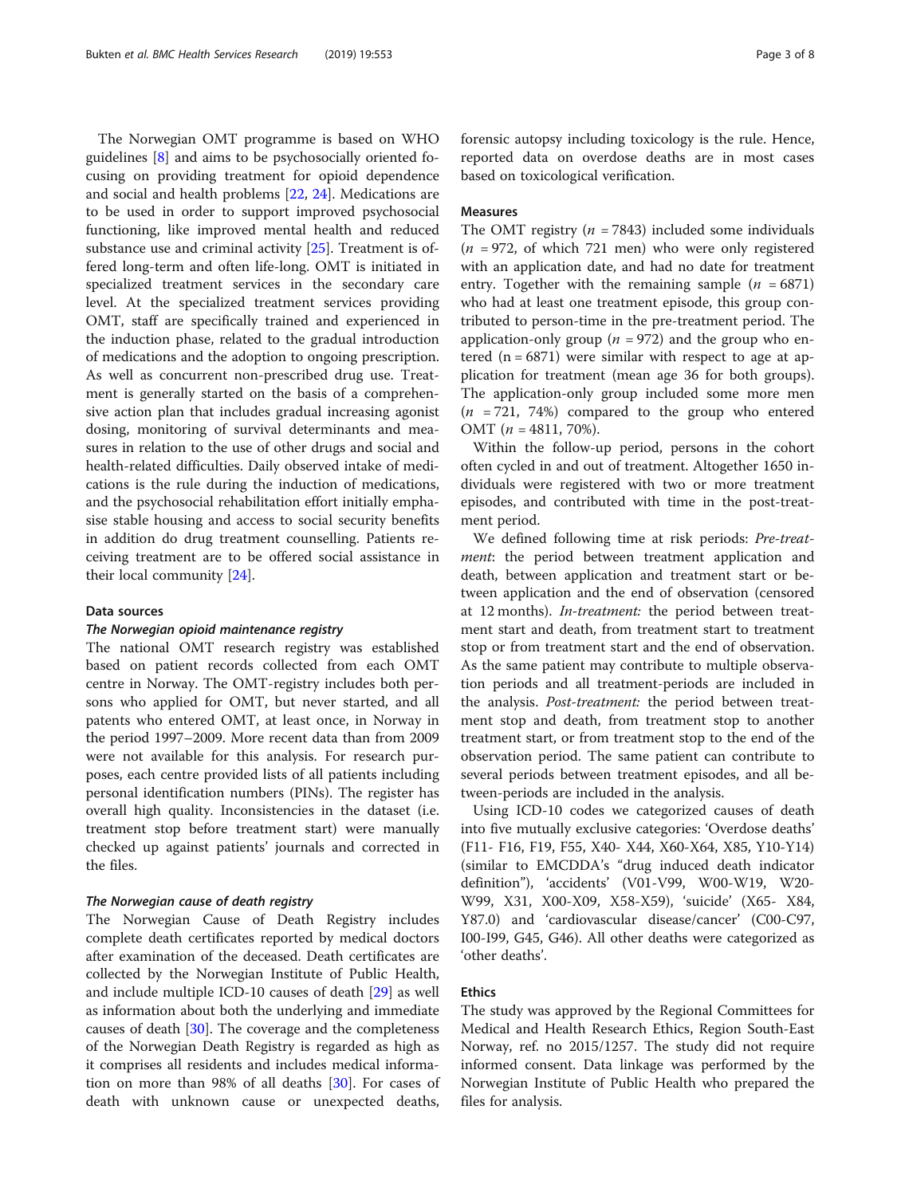The Norwegian OMT programme is based on WHO guidelines [8] and aims to be psychosocially oriented focusing on providing treatment for opioid dependence and social and health problems [22, 24]. Medications are to be used in order to support improved psychosocial functioning, like improved mental health and reduced substance use and criminal activity [25]. Treatment is offered long-term and often life-long. OMT is initiated in specialized treatment services in the secondary care level. At the specialized treatment services providing OMT, staff are specifically trained and experienced in the induction phase, related to the gradual introduction of medications and the adoption to ongoing prescription. As well as concurrent non-prescribed drug use. Treatment is generally started on the basis of a comprehensive action plan that includes gradual increasing agonist dosing, monitoring of survival determinants and measures in relation to the use of other drugs and social and health-related difficulties. Daily observed intake of medications is the rule during the induction of medications, and the psychosocial rehabilitation effort initially emphasise stable housing and access to social security benefits in addition do drug treatment counselling. Patients receiving treatment are to be offered social assistance in their local community [24].

### Data sources

#### *The Norwegian opioid maintenance registry*

The national OMT research registry was established based on patient records collected from each OMT centre in Norway. The OMT-registry includes both persons who applied for OMT, but never started, and all patients who entered OMT, at least once, in Norway in the period 1997–2009. More recent data than from 2009 were not available for this analysis. For research purposes, each centre provided lists of all patients including personal identification numbers (PINs). The register has overall high quality. Inconsistencies in the dataset (i.e. treatment stop before treatment start) were manually checked up against patients' journals and corrected in the files.

#### *The Norwegian cause of death registry*

The Norwegian Cause of Death Registry includes complete death certificates reported by medical doctors after examination of the deceased. Death certificates are collected by the Norwegian Institute of Public Health, and include multiple ICD-10 causes of death [29] as well as information about both the underlying and immediate causes of death [30]. The coverage and the completeness of the Norwegian Death Registry is regarded as high as it comprises all residents and includes medical information on more than 98% of all deaths [30]. For cases of death with unknown cause or unexpected deaths, forensic autopsy including toxicology is the rule. Hence, reported data on overdose deaths are in most cases based on toxicological verification.

### Measures

The OMT registry ($n$ = 7843) included some individuals ($n$ = 972, of which 721 men) who were only registered with an application date, and had no date for treatment entry. Together with the remaining sample ($n$ = 6871) who had at least one treatment episode, this group contributed to person-time in the pre-treatment period. The application-only group ($n$ = 972) and the group who entered (n = 6871) were similar with respect to age at application for treatment (mean age 36 for both groups). The application-only group included some more men ($n$ = 721, 74%) compared to the group who entered OMT ($n$ = 4811, 70%).

Within the follow-up period, persons in the cohort often cycled in and out of treatment. Altogether 1650 individuals were registered with two or more treatment episodes, and contributed with time in the post-treatment period.

We defined following time at risk periods: *Pre-treatment*: the period between treatment application and death, between application and treatment start or between application and the end of observation (censored at 12 months). *In-treatment:* the period between treatment start and death, from treatment start to treatment stop or from treatment start and the end of observation. As the same patient may contribute to multiple observation periods and all treatment-periods are included in the analysis. *Post-treatment:* the period between treatment stop and death, from treatment stop to another treatment start, or from treatment stop to the end of the observation period. The same patient can contribute to several periods between treatment episodes, and all between-periods are included in the analysis.

Using ICD-10 codes we categorized causes of death into five mutually exclusive categories: 'Overdose deaths' (F11- F16, F19, F55, X40- X44, X60-X64, X85, Y10-Y14) (similar to EMCDDA's "drug induced death indicator definition"), 'accidents' (V01-V99, W00-W19, W20-W99, X31, X00-X09, X58-X59), 'suicide' (X65- X84, Y87.0) and 'cardiovascular disease/cancer' (C00-C97, I00-I99, G45, G46). All other deaths were categorized as 'other deaths'.

### Ethics

The study was approved by the Regional Committees for Medical and Health Research Ethics, Region South-East Norway, ref. no 2015/1257. The study did not require informed consent. Data linkage was performed by the Norwegian Institute of Public Health who prepared the files for analysis.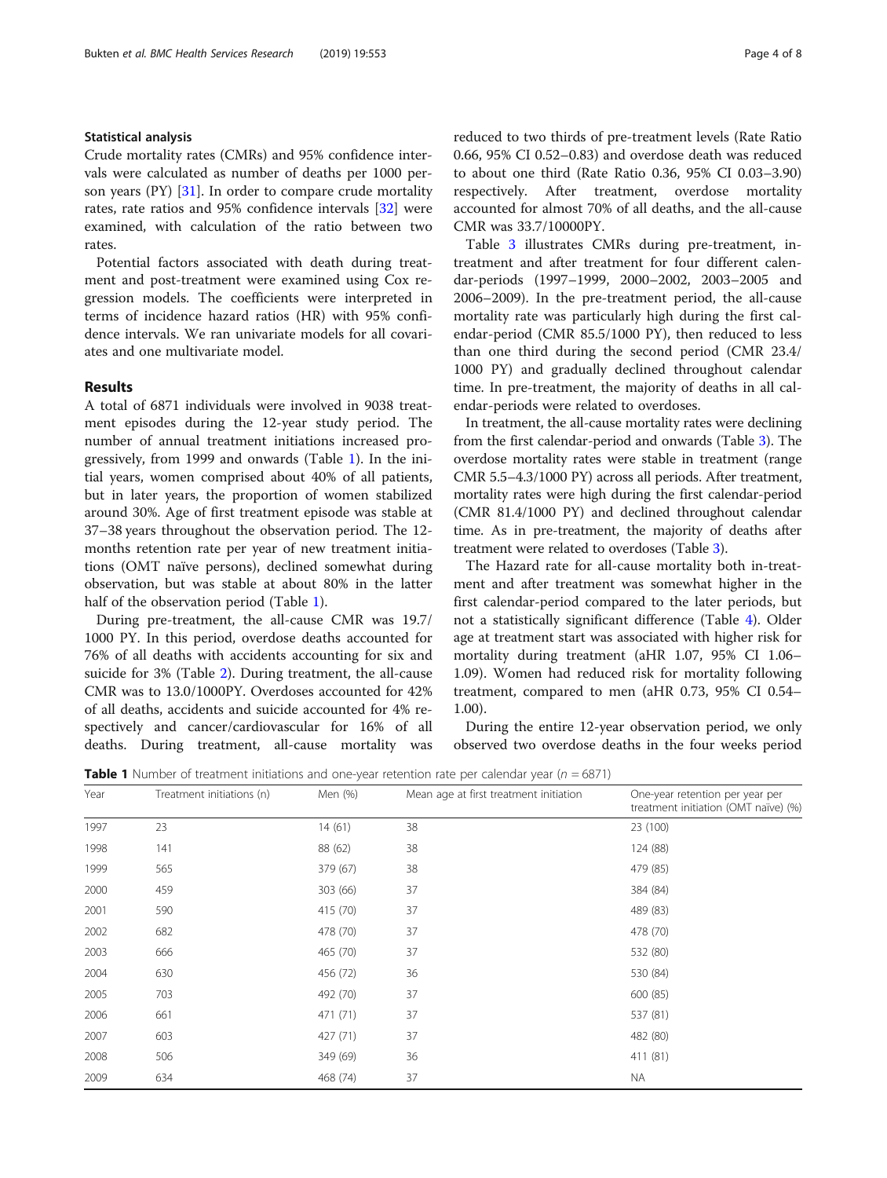### Statistical analysis

Crude mortality rates (CMRs) and 95% confidence intervals were calculated as number of deaths per 1000 person years (PY) [31]. In order to compare crude mortality rates, rate ratios and 95% confidence intervals [32] were examined, with calculation of the ratio between two rates.

Potential factors associated with death during treatment and post-treatment were examined using Cox regression models. The coefficients were interpreted in terms of incidence hazard ratios (HR) with 95% confidence intervals. We ran univariate models for all covariates and one multivariate model.

## Results

A total of 6871 individuals were involved in 9038 treatment episodes during the 12-year study period. The number of annual treatment initiations increased progressively, from 1999 and onwards (Table 1). In the initial years, women comprised about 40% of all patients, but in later years, the proportion of women stabilized around 30%. Age of first treatment episode was stable at 37–38 years throughout the observation period. The 12-months retention rate per year of new treatment initiations (OMT naïve persons), declined somewhat during observation, but was stable at about 80% in the latter half of the observation period (Table 1).

During pre-treatment, the all-cause CMR was 19.7/1000 PY. In this period, overdose deaths accounted for 76% of all deaths with accidents accounting for six and suicide for 3% (Table 2). During treatment, the all-cause CMR was to 13.0/1000PY. Overdoses accounted for 42% of all deaths, accidents and suicide accounted for 4% respectively and cancer/cardiovascular for 16% of all deaths. During treatment, all-cause mortality was reduced to two thirds of pre-treatment levels (Rate Ratio 0.66, 95% CI 0.52–0.83) and overdose death was reduced to about one third (Rate Ratio 0.36, 95% CI 0.03–3.90) respectively. After treatment, overdose mortality accounted for almost 70% of all deaths, and the all-cause CMR was 33.7/10000PY.

Table 3 illustrates CMRs during pre-treatment, in-treatment and after treatment for four different calendar-periods (1997–1999, 2000–2002, 2003–2005 and 2006–2009). In the pre-treatment period, the all-cause mortality rate was particularly high during the first calendar-period (CMR 85.5/1000 PY), then reduced to less than one third during the second period (CMR 23.4/1000 PY) and gradually declined throughout calendar time. In pre-treatment, the majority of deaths in all calendar-periods were related to overdoses.

In treatment, the all-cause mortality rates were declining from the first calendar-period and onwards (Table 3). The overdose mortality rates were stable in treatment (range CMR 5.5–4.3/1000 PY) across all periods. After treatment, mortality rates were high during the first calendar-period (CMR 81.4/1000 PY) and declined throughout calendar time. As in pre-treatment, the majority of deaths after treatment were related to overdoses (Table 3).

The Hazard rate for all-cause mortality both in-treatment and after treatment was somewhat higher in the first calendar-period compared to the later periods, but not a statistically significant difference (Table 4). Older age at treatment start was associated with higher risk for mortality during treatment (aHR 1.07, 95% CI 1.06–1.09). Women had reduced risk for mortality following treatment, compared to men (aHR 0.73, 95% CI 0.54–1.00).

During the entire 12-year observation period, we only observed two overdose deaths in the four weeks period

**Table 1** Number of treatment initiations and one-year retention rate per calendar year ($n = 6871$)

| Year | Treatment initiations (n) | Men (%) | Mean age at first treatment initiation | One-year retention per year per treatment initiation (OMT naïve) (%) |
|---|---|---|---|---|
| 1997 | 23 | 14 (61) | 38 | 23 (100) |
| 1998 | 141 | 88 (62) | 38 | 124 (88) |
| 1999 | 565 | 379 (67) | 38 | 479 (85) |
| 2000 | 459 | 303 (66) | 37 | 384 (84) |
| 2001 | 590 | 415 (70) | 37 | 489 (83) |
| 2002 | 682 | 478 (70) | 37 | 478 (70) |
| 2003 | 666 | 465 (70) | 37 | 532 (80) |
| 2004 | 630 | 456 (72) | 36 | 530 (84) |
| 2005 | 703 | 492 (70) | 37 | 600 (85) |
| 2006 | 661 | 471 (71) | 37 | 537 (81) |
| 2007 | 603 | 427 (71) | 37 | 482 (80) |
| 2008 | 506 | 349 (69) | 36 | 411 (81) |
| 2009 | 634 | 468 (74) | 37 | NA |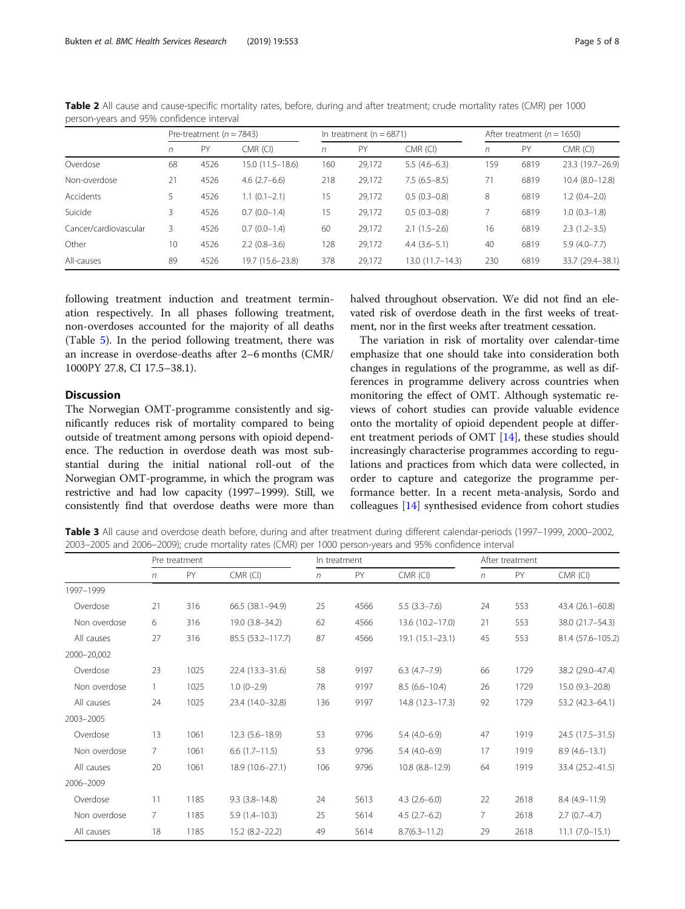**Table 2** All cause and cause-specific mortality rates, before, during and after treatment; crude mortality rates (CMR) per 1000 person-years and 95% confidence interval

| | Pre-treatment (*n* = 7843) | | | In treatment (n = 6871) | | | After treatment (*n* = 1650) | | |
|---|---|---|---|---|---|---|---|---|---|
| | *n* | PY | CMR (CI) | *n* | PY | CMR (CI) | *n* | PY | CMR (CI) |
| Overdose | 68 | 4526 | 15.0 (11.5–18.6) | 160 | 29,172 | 5.5 (4.6–6.3) | 159 | 6819 | 23.3 (19.7–26.9) |
| Non-overdose | 21 | 4526 | 4.6 (2.7–6.6) | 218 | 29,172 | 7.5 (6.5–8.5) | 71 | 6819 | 10.4 (8.0–12.8) |
| Accidents | 5 | 4526 | 1.1 (0.1–2.1) | 15 | 29,172 | 0.5 (0.3–0.8) | 8 | 6819 | 1.2 (0.4–2.0) |
| Suicide | 3 | 4526 | 0.7 (0.0–1.4) | 15 | 29,172 | 0.5 (0.3–0.8) | 7 | 6819 | 1.0 (0.3–1.8) |
| Cancer/cardiovascular | 3 | 4526 | 0.7 (0.0–1.4) | 60 | 29,172 | 2.1 (1.5–2.6) | 16 | 6819 | 2.3 (1.2–3.5) |
| Other | 10 | 4526 | 2.2 (0.8–3.6) | 128 | 29,172 | 4.4 (3.6–5.1) | 40 | 6819 | 5.9 (4.0–7.7) |
| All-causes | 89 | 4526 | 19.7 (15.6–23.8) | 378 | 29,172 | 13.0 (11.7–14.3) | 230 | 6819 | 33.7 (29.4–38.1) |

following treatment induction and treatment termination respectively. In all phases following treatment, non-overdoses accounted for the majority of all deaths (Table 5). In the period following treatment, there was an increase in overdose-deaths after 2–6 months (CMR/1000PY 27.8, CI 17.5–38.1).

## Discussion

The Norwegian OMT-programme consistently and significantly reduces risk of mortality compared to being outside of treatment among persons with opioid dependence. The reduction in overdose death was most substantial during the initial national roll-out of the Norwegian OMT-programme, in which the program was restrictive and had low capacity (1997–1999). Still, we consistently find that overdose deaths were more than halved throughout observation. We did not find an elevated risk of overdose death in the first weeks of treatment, nor in the first weeks after treatment cessation.

The variation in risk of mortality over calendar-time emphasize that one should take into consideration both changes in regulations of the programme, as well as differences in programme delivery across countries when monitoring the effect of OMT. Although systematic reviews of cohort studies can provide valuable evidence onto the mortality of opioid dependent people at different treatment periods of OMT [14], these studies should increasingly characterise programmes according to regulations and practices from which data were collected, in order to capture and categorize the programme performance better. In a recent meta-analysis, Sordo and colleagues [14] synthesised evidence from cohort studies

**Table 3** All cause and overdose death before, during and after treatment during different calendar-periods (1997–1999, 2000–2002, 2003–2005 and 2006–2009); crude mortality rates (CMR) per 1000 person-years and 95% confidence interval

| | Pre treatment | | | In treatment | | | After treatment | | |
|---|---|---|---|---|---|---|---|---|---|
| | *n* | PY | CMR (CI) | *n* | PY | CMR (CI) | *n* | PY | CMR (CI) |
| 1997–1999 | | | | | | | | | |
| Overdose | 21 | 316 | 66.5 (38.1–94.9) | 25 | 4566 | 5.5 (3.3–7.6) | 24 | 553 | 43.4 (26.1–60.8) |
| Non overdose | 6 | 316 | 19.0 (3.8–34.2) | 62 | 4566 | 13.6 (10.2–17.0) | 21 | 553 | 38.0 (21.7–54.3) |
| All causes | 27 | 316 | 85.5 (53.2–117.7) | 87 | 4566 | 19.1 (15.1–23.1) | 45 | 553 | 81.4 (57.6–105.2) |
| 2000–20,002 | | | | | | | | | |
| Overdose | 23 | 1025 | 22.4 (13.3–31.6) | 58 | 9197 | 6.3 (4.7–7.9) | 66 | 1729 | 38.2 (29.0–47.4) |
| Non overdose | 1 | 1025 | 1.0 (0–2.9) | 78 | 9197 | 8.5 (6.6–10.4) | 26 | 1729 | 15.0 (9.3–20.8) |
| All causes | 24 | 1025 | 23.4 (14.0–32.8) | 136 | 9197 | 14.8 (12.3–17.3) | 92 | 1729 | 53.2 (42.3–64.1) |
| 2003–2005 | | | | | | | | | |
| Overdose | 13 | 1061 | 12.3 (5.6–18.9) | 53 | 9796 | 5.4 (4.0–6.9) | 47 | 1919 | 24.5 (17.5–31.5) |
| Non overdose | 7 | 1061 | 6.6 (1.7–11.5) | 53 | 9796 | 5.4 (4.0–6.9) | 17 | 1919 | 8.9 (4.6–13.1) |
| All causes | 20 | 1061 | 18.9 (10.6–27.1) | 106 | 9796 | 10.8 (8.8–12.9) | 64 | 1919 | 33.4 (25.2–41.5) |
| 2006–2009 | | | | | | | | | |
| Overdose | 11 | 1185 | 9.3 (3.8–14.8) | 24 | 5613 | 4.3 (2.6–6.0) | 22 | 2618 | 8.4 (4.9–11.9) |
| Non overdose | 7 | 1185 | 5.9 (1.4–10.3) | 25 | 5614 | 4.5 (2.7–6.2) | 7 | 2618 | 2.7 (0.7–4.7) |
| All causes | 18 | 1185 | 15.2 (8.2–22.2) | 49 | 5614 | 8.7(6.3–11.2) | 29 | 2618 | 11.1 (7.0–15.1) |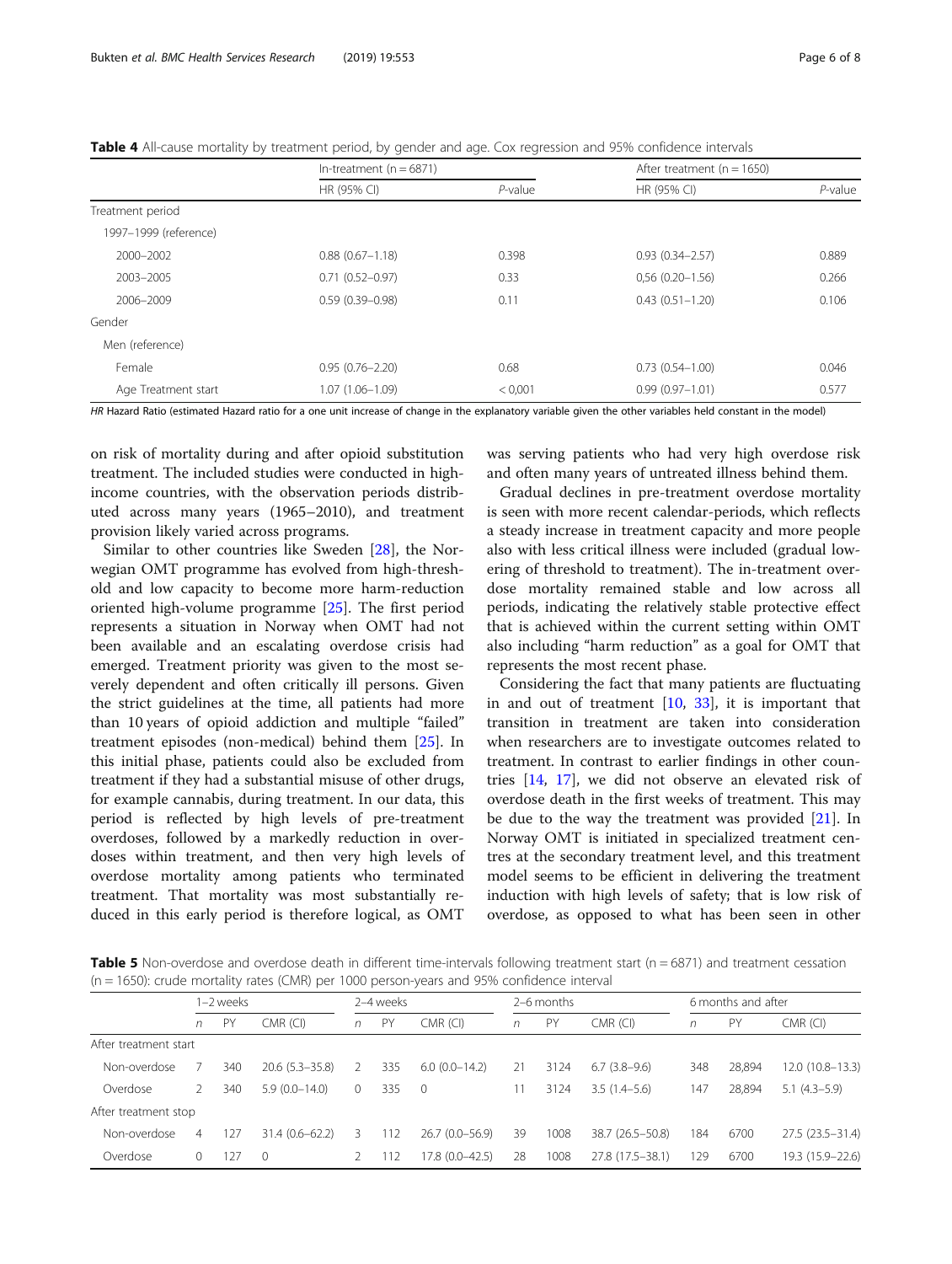**Table 4** All-cause mortality by treatment period, by gender and age. Cox regression and 95% confidence intervals

| | In-treatment (n = 6871) | | After treatment (n = 1650) | |
|---|---|---|---|---|
| | HR (95% CI) | *P*-value | HR (95% CI) | *P*-value |
| Treatment period | | | | |
| 1997–1999 (reference) | | | | |
| 2000–2002 | 0.88 (0.67–1.18) | 0.398 | 0.93 (0.34–2.57) | 0.889 |
| 2003–2005 | 0.71 (0.52–0.97) | 0.33 | 0,56 (0.20–1.56) | 0.266 |
| 2006–2009 | 0.59 (0.39–0.98) | 0.11 | 0.43 (0.51–1.20) | 0.106 |
| Gender | | | | |
| Men (reference) | | | | |
| Female | 0.95 (0.76–2.20) | 0.68 | 0.73 (0.54–1.00) | 0.046 |
| Age Treatment start | 1.07 (1.06–1.09) | < 0,001 | 0.99 (0.97–1.01) | 0.577 |

*HR* Hazard Ratio (estimated Hazard ratio for a one unit increase of change in the explanatory variable given the other variables held constant in the model)

on risk of mortality during and after opioid substitution treatment. The included studies were conducted in high-income countries, with the observation periods distributed across many years (1965–2010), and treatment provision likely varied across programs.

Similar to other countries like Sweden [28], the Norwegian OMT programme has evolved from high-threshold and low capacity to become more harm-reduction oriented high-volume programme [25]. The first period represents a situation in Norway when OMT had not been available and an escalating overdose crisis had emerged. Treatment priority was given to the most severely dependent and often critically ill persons. Given the strict guidelines at the time, all patients had more than 10 years of opioid addiction and multiple "failed" treatment episodes (non-medical) behind them [25]. In this initial phase, patients could also be excluded from treatment if they had a substantial misuse of other drugs, for example cannabis, during treatment. In our data, this period is reflected by high levels of pre-treatment overdoses, followed by a markedly reduction in overdoses within treatment, and then very high levels of overdose mortality among patients who terminated treatment. That mortality was most substantially reduced in this early period is therefore logical, as OMT was serving patients who had very high overdose risk and often many years of untreated illness behind them.

Gradual declines in pre-treatment overdose mortality is seen with more recent calendar-periods, which reflects a steady increase in treatment capacity and more people also with less critical illness were included (gradual lowering of threshold to treatment). The in-treatment overdose mortality remained stable and low across all periods, indicating the relatively stable protective effect that is achieved within the current setting within OMT also including "harm reduction" as a goal for OMT that represents the most recent phase.

Considering the fact that many patients are fluctuating in and out of treatment [10, 33], it is important that transition in treatment are taken into consideration when researchers are to investigate outcomes related to treatment. In contrast to earlier findings in other countries [14, 17], we did not observe an elevated risk of overdose death in the first weeks of treatment. This may be due to the way the treatment was provided [21]. In Norway OMT is initiated in specialized treatment centres at the secondary treatment level, and this treatment model seems to be efficient in delivering the treatment induction with high levels of safety; that is low risk of overdose, as opposed to what has been seen in other

**Table 5** Non-overdose and overdose death in different time-intervals following treatment start (n = 6871) and treatment cessation (n = 1650): crude mortality rates (CMR) per 1000 person-years and 95% confidence interval

| | 1–2 weeks | | | 2–4 weeks | | | 2–6 months | | | 6 months and after | | |
|---|---|---|---|---|---|---|---|---|---|---|---|---|
| | *n* | PY | CMR (CI) | *n* | PY | CMR (CI) | *n* | PY | CMR (CI) | *n* | PY | CMR (CI) |
| After treatment start | | | | | | | | | | | | |
| Non-overdose | 7 | 340 | 20.6 (5.3–35.8) | 2 | 335 | 6.0 (0.0–14.2) | 21 | 3124 | 6.7 (3.8–9.6) | 348 | 28,894 | 12.0 (10.8–13.3) |
| Overdose | 2 | 340 | 5.9 (0.0–14.0) | 0 | 335 | 0 | 11 | 3124 | 3.5 (1.4–5.6) | 147 | 28,894 | 5.1 (4.3–5.9) |
| After treatment stop | | | | | | | | | | | | |
| Non-overdose | 4 | 127 | 31.4 (0.6–62.2) | 3 | 112 | 26.7 (0.0–56.9) | 39 | 1008 | 38.7 (26.5–50.8) | 184 | 6700 | 27.5 (23.5–31.4) |
| Overdose | 0 | 127 | 0 | 2 | 112 | 17.8 (0.0–42.5) | 28 | 1008 | 27.8 (17.5–38.1) | 129 | 6700 | 19.3 (15.9–22.6) |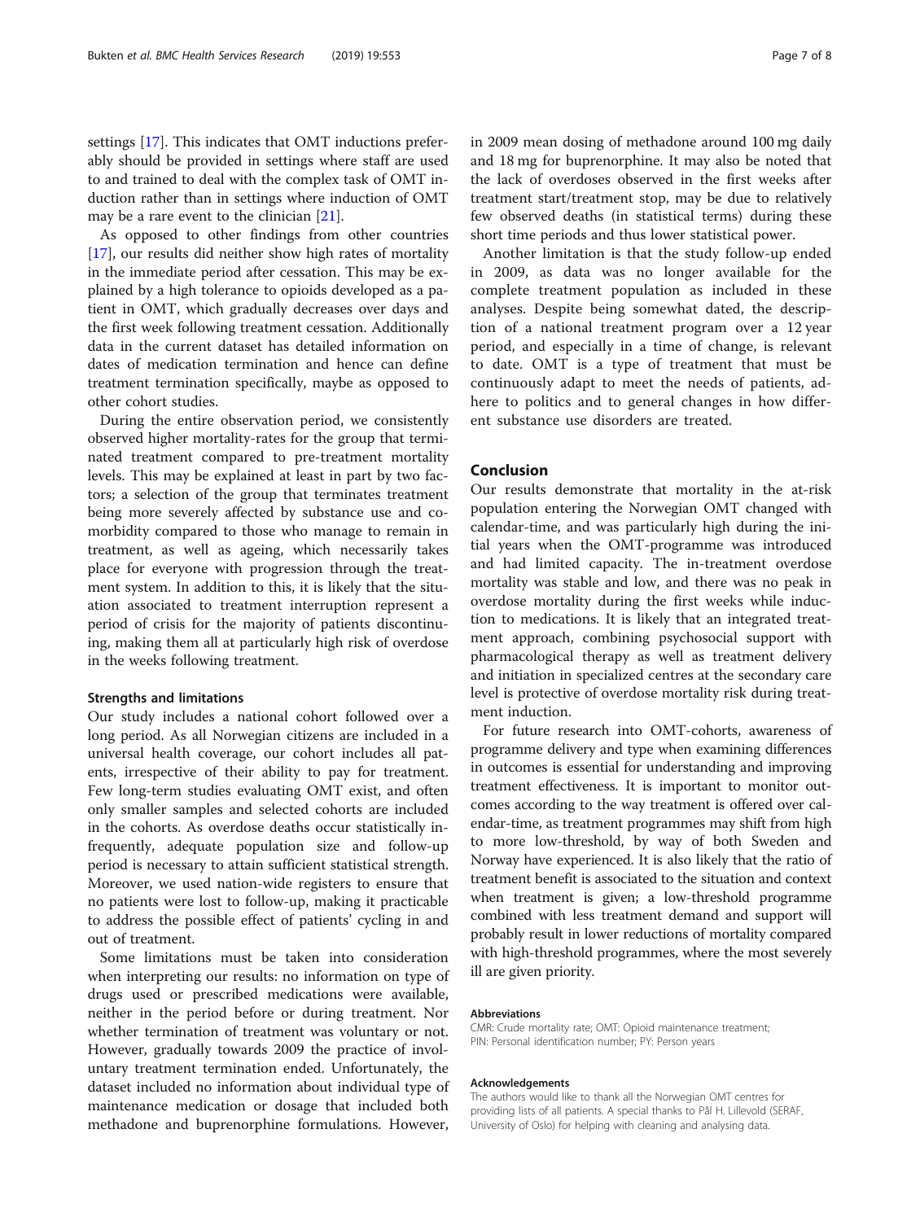settings [17]. This indicates that OMT inductions preferably should be provided in settings where staff are used to and trained to deal with the complex task of OMT induction rather than in settings where induction of OMT may be a rare event to the clinician [21].

As opposed to other findings from other countries [17], our results did neither show high rates of mortality in the immediate period after cessation. This may be explained by a high tolerance to opioids developed as a patient in OMT, which gradually decreases over days and the first week following treatment cessation. Additionally data in the current dataset has detailed information on dates of medication termination and hence can define treatment termination specifically, maybe as opposed to other cohort studies.

During the entire observation period, we consistently observed higher mortality-rates for the group that terminated treatment compared to pre-treatment mortality levels. This may be explained at least in part by two factors; a selection of the group that terminates treatment being more severely affected by substance use and comorbidity compared to those who manage to remain in treatment, as well as ageing, which necessarily takes place for everyone with progression through the treatment system. In addition to this, it is likely that the situation associated to treatment interruption represent a period of crisis for the majority of patients discontinuing, making them all at particularly high risk of overdose in the weeks following treatment.

### Strengths and limitations

Our study includes a national cohort followed over a long period. As all Norwegian citizens are included in a universal health coverage, our cohort includes all patients, irrespective of their ability to pay for treatment. Few long-term studies evaluating OMT exist, and often only smaller samples and selected cohorts are included in the cohorts. As overdose deaths occur statistically infrequently, adequate population size and follow-up period is necessary to attain sufficient statistical strength. Moreover, we used nation-wide registers to ensure that no patients were lost to follow-up, making it practicable to address the possible effect of patients' cycling in and out of treatment.

Some limitations must be taken into consideration when interpreting our results: no information on type of drugs used or prescribed medications were available, neither in the period before or during treatment. Nor whether termination of treatment was voluntary or not. However, gradually towards 2009 the practice of involuntary treatment termination ended. Unfortunately, the dataset included no information about individual type of maintenance medication or dosage that included both methadone and buprenorphine formulations. However, in 2009 mean dosing of methadone around 100 mg daily and 18 mg for buprenorphine. It may also be noted that the lack of overdoses observed in the first weeks after treatment start/treatment stop, may be due to relatively few observed deaths (in statistical terms) during these short time periods and thus lower statistical power.

Another limitation is that the study follow-up ended in 2009, as data was no longer available for the complete treatment population as included in these analyses. Despite being somewhat dated, the description of a national treatment program over a 12 year period, and especially in a time of change, is relevant to date. OMT is a type of treatment that must be continuously adapt to meet the needs of patients, adhere to politics and to general changes in how different substance use disorders are treated.

## Conclusion

Our results demonstrate that mortality in the at-risk population entering the Norwegian OMT changed with calendar-time, and was particularly high during the initial years when the OMT-programme was introduced and had limited capacity. The in-treatment overdose mortality was stable and low, and there was no peak in overdose mortality during the first weeks while induction to medications. It is likely that an integrated treatment approach, combining psychosocial support with pharmacological therapy as well as treatment delivery and initiation in specialized centres at the secondary care level is protective of overdose mortality risk during treatment induction.

For future research into OMT-cohorts, awareness of programme delivery and type when examining differences in outcomes is essential for understanding and improving treatment effectiveness. It is important to monitor outcomes according to the way treatment is offered over calendar-time, as treatment programmes may shift from high to more low-threshold, by way of both Sweden and Norway have experienced. It is also likely that the ratio of treatment benefit is associated to the situation and context when treatment is given; a low-threshold programme combined with less treatment demand and support will probably result in lower reductions of mortality compared with high-threshold programmes, where the most severely ill are given priority.

#### Abbreviations

CMR: Crude mortality rate; OMT: Opioid maintenance treatment; PIN: Personal identification number; PY: Person years

#### Acknowledgements

The authors would like to thank all the Norwegian OMT centres for providing lists of all patients. A special thanks to Pål H. Lillevold (SERAF, University of Oslo) for helping with cleaning and analysing data.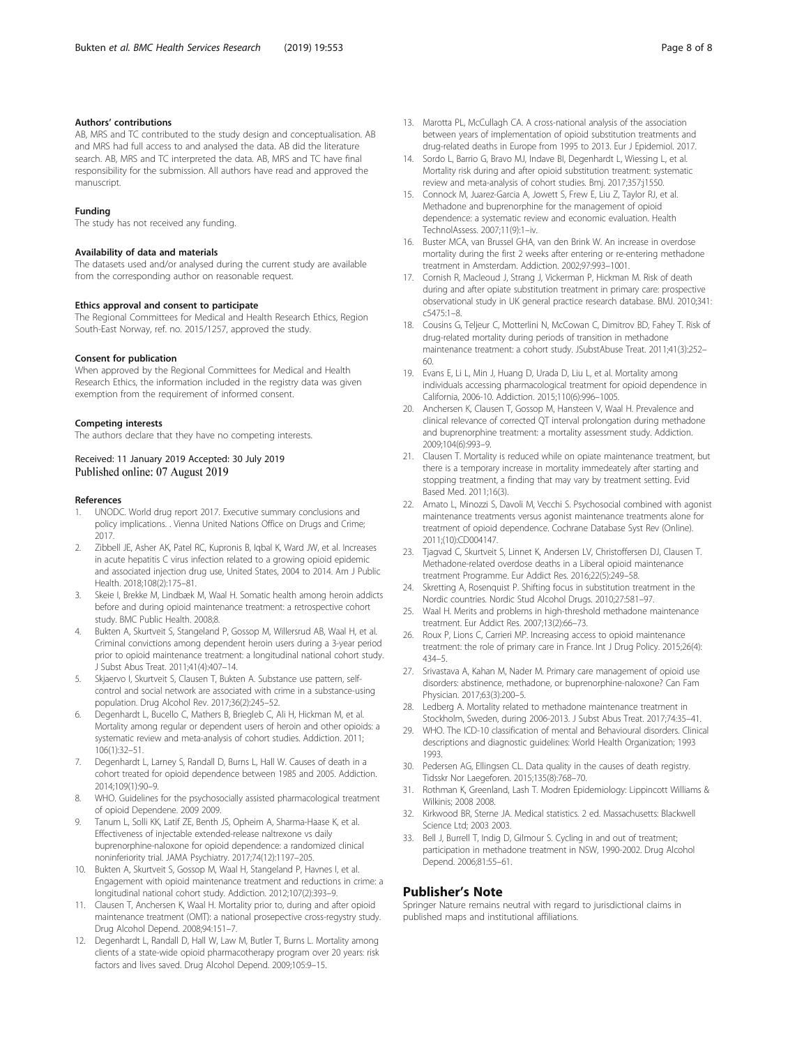#### Authors' contributions

AB, MRS and TC contributed to the study design and conceptualisation. AB and MRS had full access to and analysed the data. AB did the literature search. AB, MRS and TC interpreted the data. AB, MRS and TC have final responsibility for the submission. All authors have read and approved the manuscript.

#### Funding

The study has not received any funding.

#### Availability of data and materials

The datasets used and/or analysed during the current study are available from the corresponding author on reasonable request.

#### Ethics approval and consent to participate

The Regional Committees for Medical and Health Research Ethics, Region South-East Norway, ref. no. 2015/1257, approved the study.

#### Consent for publication

When approved by the Regional Committees for Medical and Health Research Ethics, the information included in the registry data was given exemption from the requirement of informed consent.

#### Competing interests

The authors declare that they have no competing interests.

Received: 11 January 2019 Accepted: 30 July 2019
Published online: 07 August 2019

#### References

1. UNODC. World drug report 2017. Executive summary conclusions and policy implications. . Vienna United Nations Office on Drugs and Crime; 2017.
2. Zibbell JE, Asher AK, Patel RC, Kupronis B, Iqbal K, Ward JW, et al. Increases in acute hepatitis C virus infection related to a growing opioid epidemic and associated injection drug use, United States, 2004 to 2014. Am J Public Health. 2018;108(2):175–81.
3. Skeie I, Brekke M, Lindbæk M, Waal H. Somatic health among heroin addicts before and during opioid maintenance treatment: a retrospective cohort study. BMC Public Health. 2008;8.
4. Bukten A, Skurtveit S, Stangeland P, Gossop M, Willersrud AB, Waal H, et al. Criminal convictions among dependent heroin users during a 3-year period prior to opioid maintenance treatment: a longitudinal national cohort study. J Subst Abus Treat. 2011;41(4):407–14.
5. Skjaervo I, Skurtveit S, Clausen T, Bukten A. Substance use pattern, self-control and social network are associated with crime in a substance-using population. Drug Alcohol Rev. 2017;36(2):245–52.
6. Degenhardt L, Bucello C, Mathers B, Briegleb C, Ali H, Hickman M, et al. Mortality among regular or dependent users of heroin and other opioids: a systematic review and meta-analysis of cohort studies. Addiction. 2011; 106(1):32–51.
7. Degenhardt L, Larney S, Randall D, Burns L, Hall W. Causes of death in a cohort treated for opioid dependence between 1985 and 2005. Addiction. 2014;109(1):90–9.
8. WHO. Guidelines for the psychosocially assisted pharmacological treatment of opioid Dependene. 2009 2009.
9. Tanum L, Solli KK, Latif ZE, Benth JS, Opheim A, Sharma-Haase K, et al. Effectiveness of injectable extended-release naltrexone vs daily buprenorphine-naloxone for opioid dependence: a randomized clinical noninferiority trial. JAMA Psychiatry. 2017;74(12):1197–205.
10. Bukten A, Skurtveit S, Gossop M, Waal H, Stangeland P, Havnes I, et al. Engagement with opioid maintenance treatment and reductions in crime: a longitudinal national cohort study. Addiction. 2012;107(2):393–9.
11. Clausen T, Anchersen K, Waal H. Mortality prior to, during and after opioid maintenance treatment (OMT): a national prosepective cross-regystry study. Drug Alcohol Depend. 2008;94:151–7.
12. Degenhardt L, Randall D, Hall W, Law M, Butler T, Burns L. Mortality among clients of a state-wide opioid pharmacotherapy program over 20 years: risk factors and lives saved. Drug Alcohol Depend. 2009;105:9–15.
13. Marotta PL, McCullagh CA. A cross-national analysis of the association between years of implementation of opioid substitution treatments and drug-related deaths in Europe from 1995 to 2013. Eur J Epidemiol. 2017.
14. Sordo L, Barrio G, Bravo MJ, Indave BI, Degenhardt L, Wiessing L, et al. Mortality risk during and after opioid substitution treatment: systematic review and meta-analysis of cohort studies. Bmj. 2017;357:j1550.
15. Connock M, Juarez-Garcia A, Jowett S, Frew E, Liu Z, Taylor RJ, et al. Methadone and buprenorphine for the management of opioid dependence: a systematic review and economic evaluation. Health TechnolAssess. 2007;11(9):1–iv.
16. Buster MCA, van Brussel GHA, van den Brink W. An increase in overdose mortality during the first 2 weeks after entering or re-entering methadone treatment in Amsterdam. Addiction. 2002;97:993–1001.
17. Cornish R, Macleoud J, Strang J, Vickerman P, Hickman M. Risk of death during and after opiate substitution treatment in primary care: prospective observational study in UK general practice research database. BMJ. 2010;341: c5475:1–8.
18. Cousins G, Teljeur C, Motterlini N, McCowan C, Dimitrov BD, Fahey T. Risk of drug-related mortality during periods of transition in methadone maintenance treatment: a cohort study. JSubstAbuse Treat. 2011;41(3):252–60.
19. Evans E, Li L, Min J, Huang D, Urada D, Liu L, et al. Mortality among individuals accessing pharmacological treatment for opioid dependence in California, 2006-10. Addiction. 2015;110(6):996–1005.
20. Anchersen K, Clausen T, Gossop M, Hansteen V, Waal H. Prevalence and clinical relevance of corrected QT interval prolongation during methadone and buprenorphine treatment: a mortality assessment study. Addiction. 2009;104(6):993–9.
21. Clausen T. Mortality is reduced while on opiate maintenance treatment, but there is a temporary increase in mortality immedeately after starting and stopping treatment, a finding that may vary by treatment setting. Evid Based Med. 2011;16(3).
22. Amato L, Minozzi S, Davoli M, Vecchi S. Psychosocial combined with agonist maintenance treatments versus agonist maintenance treatments alone for treatment of opioid dependence. Cochrane Database Syst Rev (Online). 2011;(10):CD004147.
23. Tjagvad C, Skurtveit S, Linnet K, Andersen LV, Christoffersen DJ, Clausen T. Methadone-related overdose deaths in a Liberal opioid maintenance treatment Programme. Eur Addict Res. 2016;22(5):249–58.
24. Skretting A, Rosenquist P. Shifting focus in substitution treatment in the Nordic countries. Nordic Stud Alcohol Drugs. 2010;27:581–97.
25. Waal H. Merits and problems in high-threshold methadone maintenance treatment. Eur Addict Res. 2007;13(2):66–73.
26. Roux P, Lions C, Carrieri MP. Increasing access to opioid maintenance treatment: the role of primary care in France. Int J Drug Policy. 2015;26(4): 434–5.
27. Srivastava A, Kahan M, Nader M. Primary care management of opioid use disorders: abstinence, methadone, or buprenorphine-naloxone? Can Fam Physician. 2017;63(3):200–5.
28. Ledberg A. Mortality related to methadone maintenance treatment in Stockholm, Sweden, during 2006-2013. J Subst Abus Treat. 2017;74:35–41.
29. WHO. The ICD-10 classification of mental and Behavioural disorders. Clinical descriptions and diagnostic guidelines: World Health Organization; 1993 1993.
30. Pedersen AG, Ellingsen CL. Data quality in the causes of death registry. Tidsskr Nor Laegeforen. 2015;135(8):768–70.
31. Rothman K, Greenland, Lash T. Modren Epidemiology: Lippincott Williams & Wilkinis; 2008 2008.
32. Kirkwood BR, Sterne JA. Medical statistics. 2 ed. Massachusetts: Blackwell Science Ltd; 2003 2003.
33. Bell J, Burrell T, Indig D, Gilmour S. Cycling in and out of treatment; participation in methadone treatment in NSW, 1990-2002. Drug Alcohol Depend. 2006;81:55–61.

## Publisher's Note

Springer Nature remains neutral with regard to jurisdictional claims in published maps and institutional affiliations.